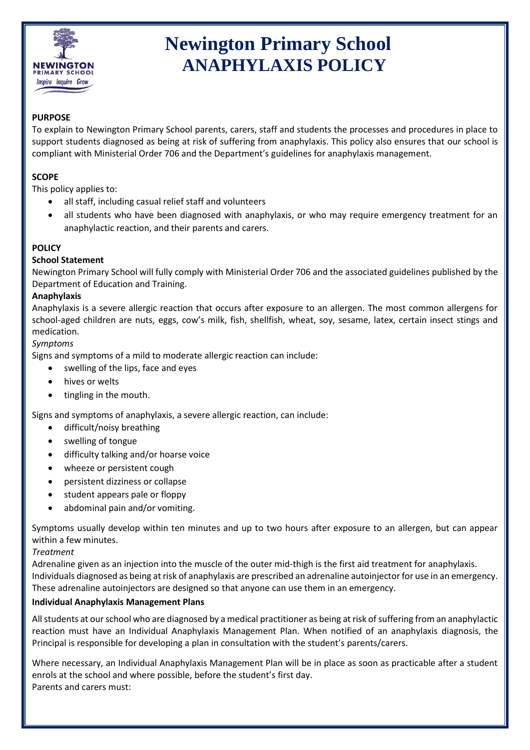# Newington Primary School
# ANAPHYLAXIS POLICY

**PURPOSE**

To explain to Newington Primary School parents, carers, staff and students the processes and procedures in place to support students diagnosed as being at risk of suffering from anaphylaxis. This policy also ensures that our school is compliant with Ministerial Order 706 and the Department's guidelines for anaphylaxis management.

**SCOPE**

This policy applies to:

- all staff, including casual relief staff and volunteers
- all students who have been diagnosed with anaphylaxis, or who may require emergency treatment for an anaphylactic reaction, and their parents and carers.

**POLICY**

**School Statement**

Newington Primary School will fully comply with Ministerial Order 706 and the associated guidelines published by the Department of Education and Training.

**Anaphylaxis**

Anaphylaxis is a severe allergic reaction that occurs after exposure to an allergen. The most common allergens for school-aged children are nuts, eggs, cow's milk, fish, shellfish, wheat, soy, sesame, latex, certain insect stings and medication.

*Symptoms*

Signs and symptoms of a mild to moderate allergic reaction can include:

- swelling of the lips, face and eyes
- hives or welts
- tingling in the mouth.

Signs and symptoms of anaphylaxis, a severe allergic reaction, can include:

- difficult/noisy breathing
- swelling of tongue
- difficulty talking and/or hoarse voice
- wheeze or persistent cough
- persistent dizziness or collapse
- student appears pale or floppy
- abdominal pain and/or vomiting.

Symptoms usually develop within ten minutes and up to two hours after exposure to an allergen, but can appear within a few minutes.

*Treatment*

Adrenaline given as an injection into the muscle of the outer mid-thigh is the first aid treatment for anaphylaxis.
Individuals diagnosed as being at risk of anaphylaxis are prescribed an adrenaline autoinjector for use in an emergency. These adrenaline autoinjectors are designed so that anyone can use them in an emergency.

**Individual Anaphylaxis Management Plans**

All students at our school who are diagnosed by a medical practitioner as being at risk of suffering from an anaphylactic reaction must have an Individual Anaphylaxis Management Plan. When notified of an anaphylaxis diagnosis, the Principal is responsible for developing a plan in consultation with the student's parents/carers.

Where necessary, an Individual Anaphylaxis Management Plan will be in place as soon as practicable after a student enrols at the school and where possible, before the student's first day.
Parents and carers must: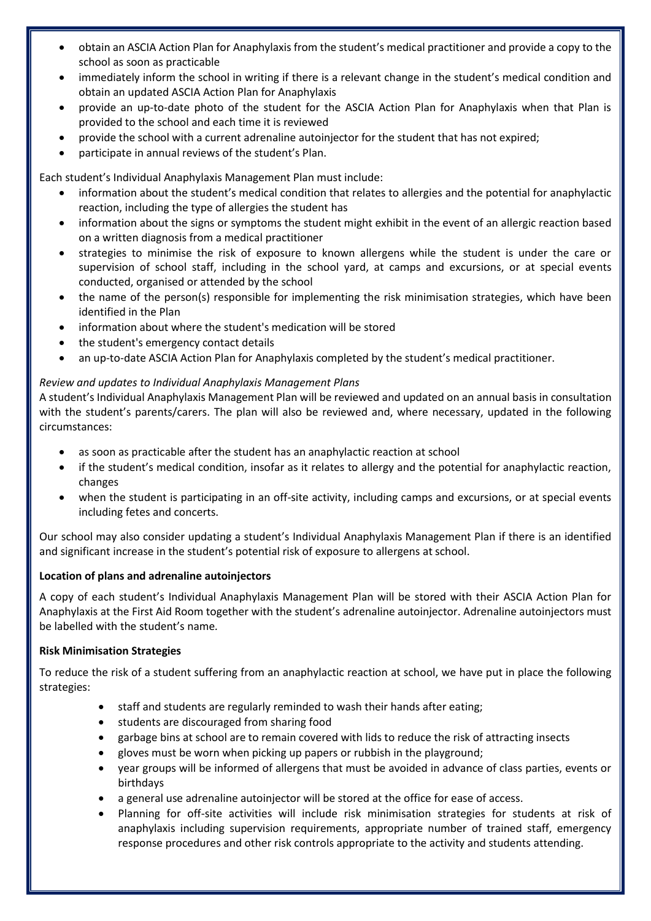- obtain an ASCIA Action Plan for Anaphylaxis from the student's medical practitioner and provide a copy to the school as soon as practicable
- immediately inform the school in writing if there is a relevant change in the student's medical condition and obtain an updated ASCIA Action Plan for Anaphylaxis
- provide an up-to-date photo of the student for the ASCIA Action Plan for Anaphylaxis when that Plan is provided to the school and each time it is reviewed
- provide the school with a current adrenaline autoinjector for the student that has not expired;
- participate in annual reviews of the student's Plan.

Each student's Individual Anaphylaxis Management Plan must include:

- information about the student's medical condition that relates to allergies and the potential for anaphylactic reaction, including the type of allergies the student has
- information about the signs or symptoms the student might exhibit in the event of an allergic reaction based on a written diagnosis from a medical practitioner
- strategies to minimise the risk of exposure to known allergens while the student is under the care or supervision of school staff, including in the school yard, at camps and excursions, or at special events conducted, organised or attended by the school
- the name of the person(s) responsible for implementing the risk minimisation strategies, which have been identified in the Plan
- information about where the student's medication will be stored
- the student's emergency contact details
- an up-to-date ASCIA Action Plan for Anaphylaxis completed by the student's medical practitioner.

*Review and updates to Individual Anaphylaxis Management Plans*

A student's Individual Anaphylaxis Management Plan will be reviewed and updated on an annual basis in consultation with the student's parents/carers. The plan will also be reviewed and, where necessary, updated in the following circumstances:

- as soon as practicable after the student has an anaphylactic reaction at school
- if the student's medical condition, insofar as it relates to allergy and the potential for anaphylactic reaction, changes
- when the student is participating in an off-site activity, including camps and excursions, or at special events including fetes and concerts.

Our school may also consider updating a student's Individual Anaphylaxis Management Plan if there is an identified and significant increase in the student's potential risk of exposure to allergens at school.

**Location of plans and adrenaline autoinjectors**

A copy of each student's Individual Anaphylaxis Management Plan will be stored with their ASCIA Action Plan for Anaphylaxis at the First Aid Room together with the student's adrenaline autoinjector. Adrenaline autoinjectors must be labelled with the student's name.

**Risk Minimisation Strategies**

To reduce the risk of a student suffering from an anaphylactic reaction at school, we have put in place the following strategies:

- staff and students are regularly reminded to wash their hands after eating;
- students are discouraged from sharing food
- garbage bins at school are to remain covered with lids to reduce the risk of attracting insects
- gloves must be worn when picking up papers or rubbish in the playground;
- year groups will be informed of allergens that must be avoided in advance of class parties, events or birthdays
- a general use adrenaline autoinjector will be stored at the office for ease of access.
- Planning for off-site activities will include risk minimisation strategies for students at risk of anaphylaxis including supervision requirements, appropriate number of trained staff, emergency response procedures and other risk controls appropriate to the activity and students attending.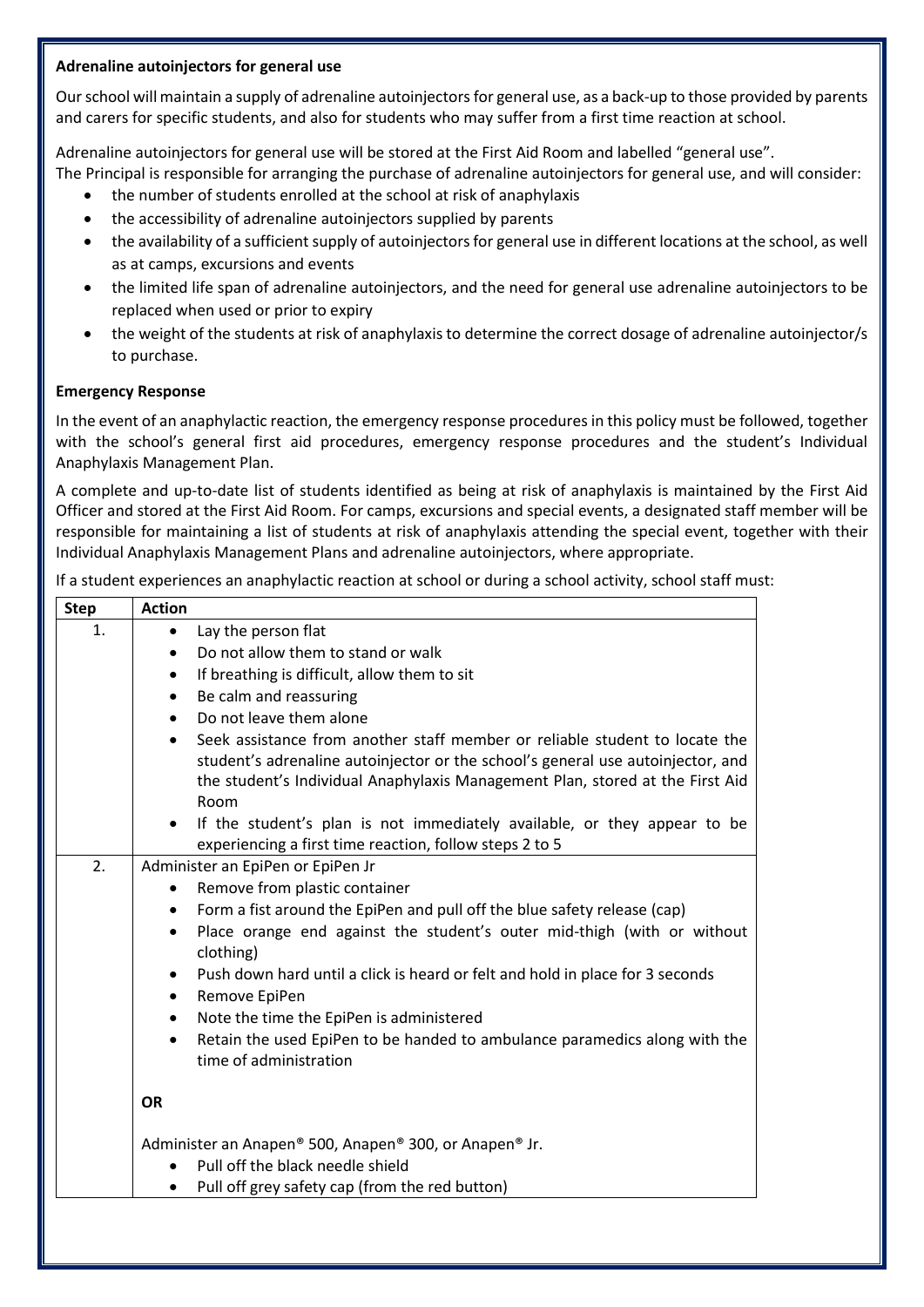**Adrenaline autoinjectors for general use**

Our school will maintain a supply of adrenaline autoinjectors for general use, as a back-up to those provided by parents and carers for specific students, and also for students who may suffer from a first time reaction at school.

Adrenaline autoinjectors for general use will be stored at the First Aid Room and labelled "general use".
The Principal is responsible for arranging the purchase of adrenaline autoinjectors for general use, and will consider:

- the number of students enrolled at the school at risk of anaphylaxis
- the accessibility of adrenaline autoinjectors supplied by parents
- the availability of a sufficient supply of autoinjectors for general use in different locations at the school, as well as at camps, excursions and events
- the limited life span of adrenaline autoinjectors, and the need for general use adrenaline autoinjectors to be replaced when used or prior to expiry
- the weight of the students at risk of anaphylaxis to determine the correct dosage of adrenaline autoinjector/s to purchase.

**Emergency Response**

In the event of an anaphylactic reaction, the emergency response procedures in this policy must be followed, together with the school's general first aid procedures, emergency response procedures and the student's Individual Anaphylaxis Management Plan.

A complete and up-to-date list of students identified as being at risk of anaphylaxis is maintained by the First Aid Officer and stored at the First Aid Room. For camps, excursions and special events, a designated staff member will be responsible for maintaining a list of students at risk of anaphylaxis attending the special event, together with their Individual Anaphylaxis Management Plans and adrenaline autoinjectors, where appropriate.

If a student experiences an anaphylactic reaction at school or during a school activity, school staff must:

| Step | Action |
|---|---|
| 1. | • Lay the person flat<br>• Do not allow them to stand or walk<br>• If breathing is difficult, allow them to sit<br>• Be calm and reassuring<br>• Do not leave them alone<br>• Seek assistance from another staff member or reliable student to locate the student's adrenaline autoinjector or the school's general use autoinjector, and the student's Individual Anaphylaxis Management Plan, stored at the First Aid Room<br>• If the student's plan is not immediately available, or they appear to be experiencing a first time reaction, follow steps 2 to 5 |
| 2. | Administer an EpiPen or EpiPen Jr<br>• Remove from plastic container<br>• Form a fist around the EpiPen and pull off the blue safety release (cap)<br>• Place orange end against the student's outer mid-thigh (with or without clothing)<br>• Push down hard until a click is heard or felt and hold in place for 3 seconds<br>• Remove EpiPen<br>• Note the time the EpiPen is administered<br>• Retain the used EpiPen to be handed to ambulance paramedics along with the time of administration<br><br>**OR**<br><br>Administer an Anapen® 500, Anapen® 300, or Anapen® Jr.<br>• Pull off the black needle shield<br>• Pull off grey safety cap (from the red button) |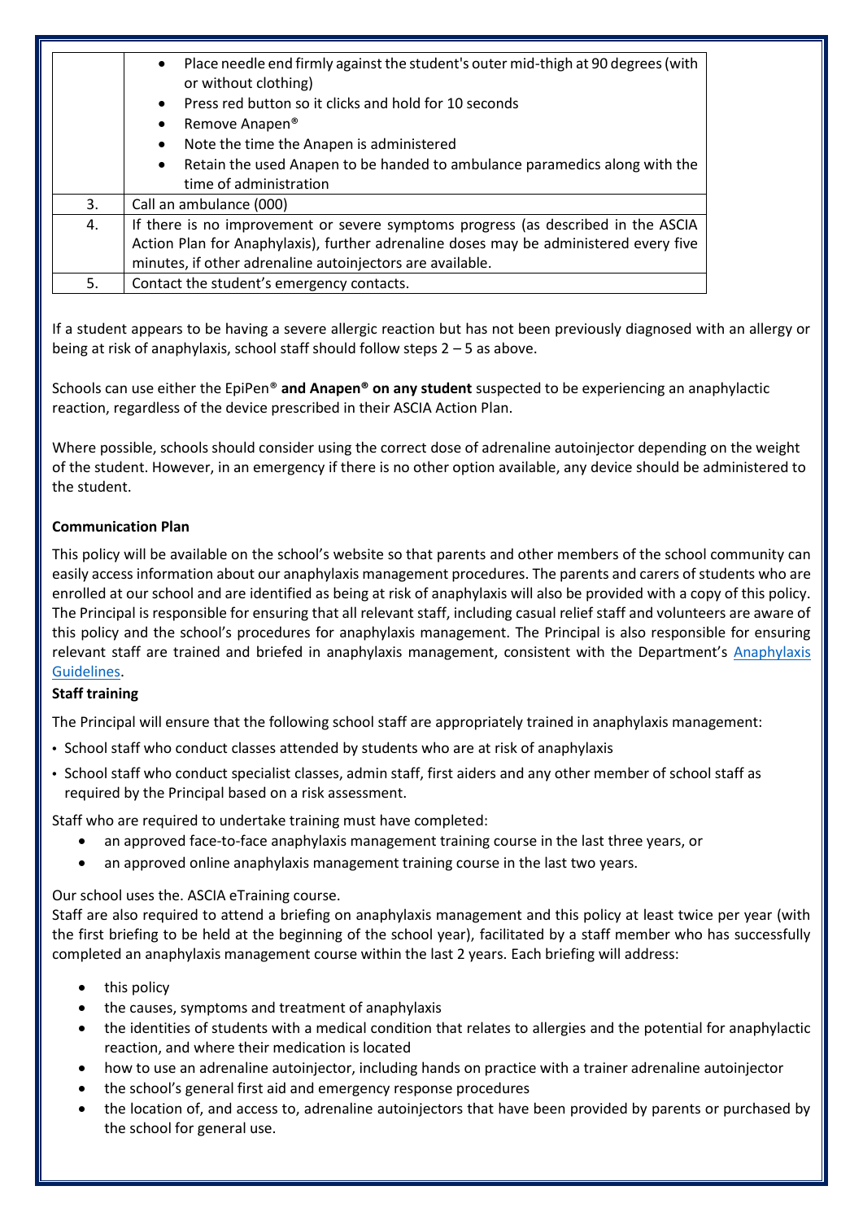| | |
|---|---|
| | • Place needle end firmly against the student's outer mid-thigh at 90 degrees (with or without clothing)<br>• Press red button so it clicks and hold for 10 seconds<br>• Remove Anapen®<br>• Note the time the Anapen is administered<br>• Retain the used Anapen to be handed to ambulance paramedics along with the time of administration |
| 3. | Call an ambulance (000) |
| 4. | If there is no improvement or severe symptoms progress (as described in the ASCIA Action Plan for Anaphylaxis), further adrenaline doses may be administered every five minutes, if other adrenaline autoinjectors are available. |
| 5. | Contact the student's emergency contacts. |

If a student appears to be having a severe allergic reaction but has not been previously diagnosed with an allergy or being at risk of anaphylaxis, school staff should follow steps 2 – 5 as above.

Schools can use either the EpiPen® **and Anapen® on any student** suspected to be experiencing an anaphylactic reaction, regardless of the device prescribed in their ASCIA Action Plan.

Where possible, schools should consider using the correct dose of adrenaline autoinjector depending on the weight of the student. However, in an emergency if there is no other option available, any device should be administered to the student.

**Communication Plan**

This policy will be available on the school's website so that parents and other members of the school community can easily access information about our anaphylaxis management procedures. The parents and carers of students who are enrolled at our school and are identified as being at risk of anaphylaxis will also be provided with a copy of this policy. The Principal is responsible for ensuring that all relevant staff, including casual relief staff and volunteers are aware of this policy and the school's procedures for anaphylaxis management. The Principal is also responsible for ensuring relevant staff are trained and briefed in anaphylaxis management, consistent with the Department's Anaphylaxis Guidelines.

**Staff training**

The Principal will ensure that the following school staff are appropriately trained in anaphylaxis management:

- School staff who conduct classes attended by students who are at risk of anaphylaxis
- School staff who conduct specialist classes, admin staff, first aiders and any other member of school staff as required by the Principal based on a risk assessment.

Staff who are required to undertake training must have completed:

- an approved face-to-face anaphylaxis management training course in the last three years, or
- an approved online anaphylaxis management training course in the last two years.

Our school uses the. ASCIA eTraining course.
Staff are also required to attend a briefing on anaphylaxis management and this policy at least twice per year (with the first briefing to be held at the beginning of the school year), facilitated by a staff member who has successfully completed an anaphylaxis management course within the last 2 years. Each briefing will address:

- this policy
- the causes, symptoms and treatment of anaphylaxis
- the identities of students with a medical condition that relates to allergies and the potential for anaphylactic reaction, and where their medication is located
- how to use an adrenaline autoinjector, including hands on practice with a trainer adrenaline autoinjector
- the school's general first aid and emergency response procedures
- the location of, and access to, adrenaline autoinjectors that have been provided by parents or purchased by the school for general use.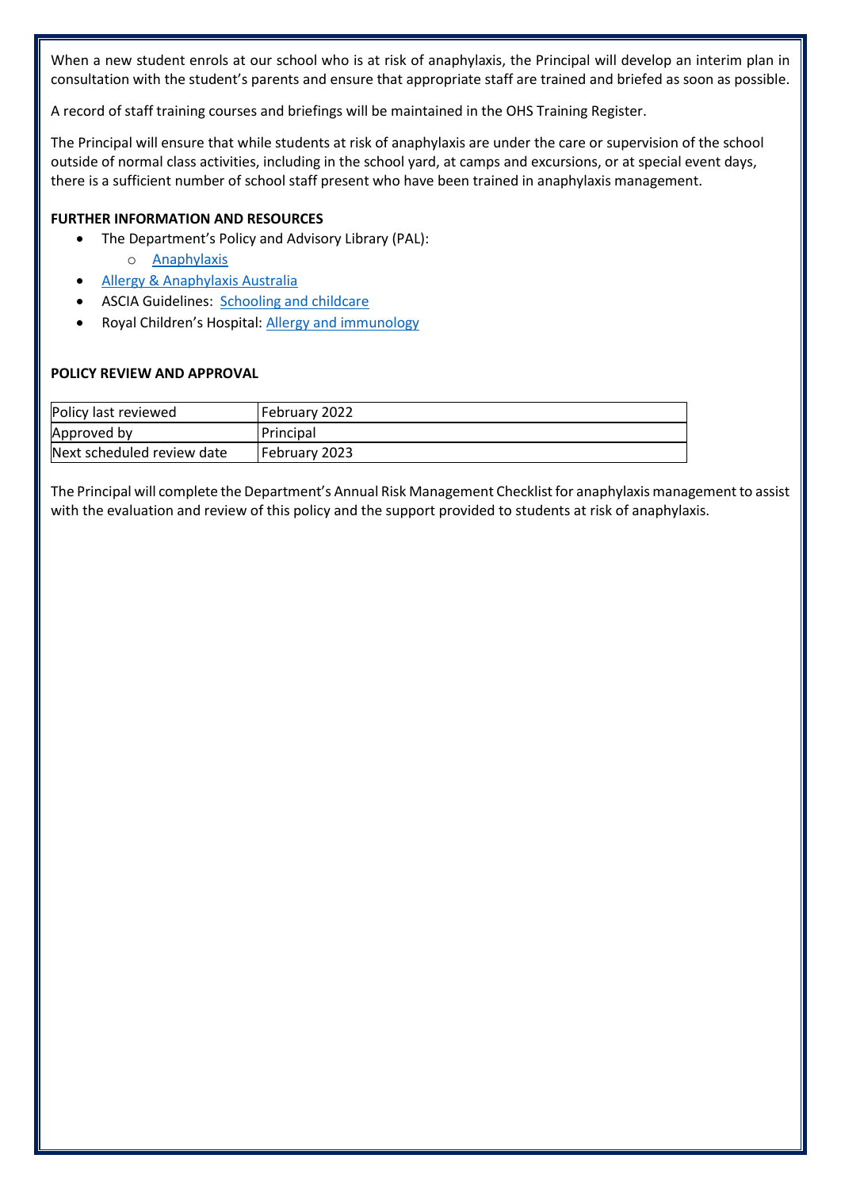When a new student enrols at our school who is at risk of anaphylaxis, the Principal will develop an interim plan in consultation with the student's parents and ensure that appropriate staff are trained and briefed as soon as possible.

A record of staff training courses and briefings will be maintained in the OHS Training Register.

The Principal will ensure that while students at risk of anaphylaxis are under the care or supervision of the school outside of normal class activities, including in the school yard, at camps and excursions, or at special event days, there is a sufficient number of school staff present who have been trained in anaphylaxis management.

## FURTHER INFORMATION AND RESOURCES

- The Department's Policy and Advisory Library (PAL):
  - Anaphylaxis
- Allergy & Anaphylaxis Australia
- ASCIA Guidelines: Schooling and childcare
- Royal Children's Hospital: Allergy and immunology

## POLICY REVIEW AND APPROVAL

| | |
|---|---|
| Policy last reviewed | February 2022 |
| Approved by | Principal |
| Next scheduled review date | February 2023 |

The Principal will complete the Department's Annual Risk Management Checklist for anaphylaxis management to assist with the evaluation and review of this policy and the support provided to students at risk of anaphylaxis.